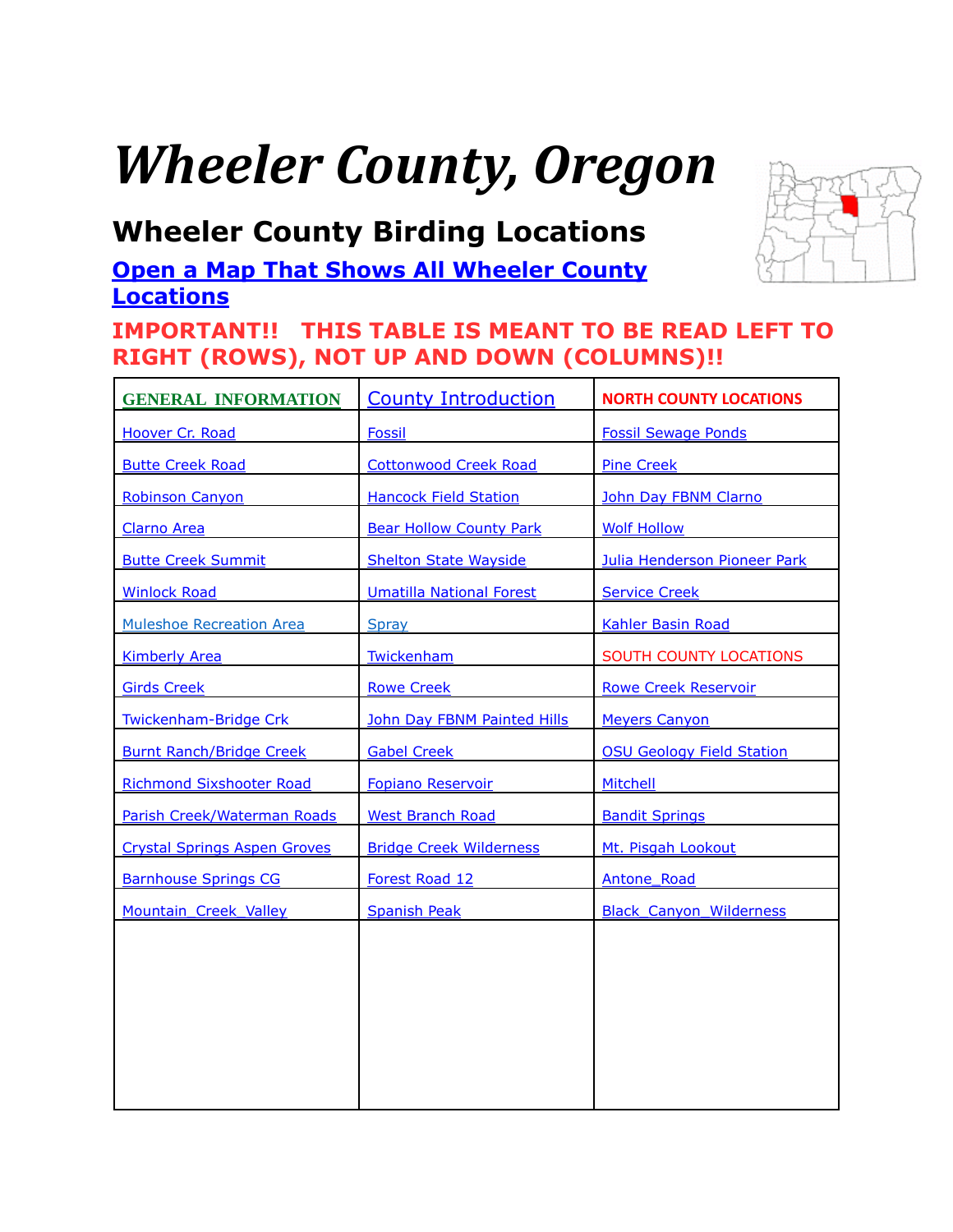# *Wheeler County, Oregon*

## Wheeler County Birding Locations

**Open a Map That Shows All Wheeler County Locations**

**IMPORTANT!! THIS TABLE IS MEANT TO BE READ LEFT TO RIGHT (ROWS), NOT UP AND DOWN (COLUMNS)!!**

| GENERAL INFORMATION | County Introduction | NORTH COUNTY LOCATIONS |
|---|---|---|
| Hoover Cr. Road | Fossil | Fossil Sewage Ponds |
| Butte Creek Road | Cottonwood Creek Road | Pine Creek |
| Robinson Canyon | Hancock Field Station | John Day FBNM Clarno |
| Clarno Area | Bear Hollow County Park | Wolf Hollow |
| Butte Creek Summit | Shelton State Wayside | Julia Henderson Pioneer Park |
| Winlock Road | Umatilla National Forest | Service Creek |
| Muleshoe Recreation Area | Spray | Kahler Basin Road |
| Kimberly Area | Twickenham | SOUTH COUNTY LOCATIONS |
| Girds Creek | Rowe Creek | Rowe Creek Reservoir |
| Twickenham-Bridge Crk | John Day FBNM Painted Hills | Meyers Canyon |
| Burnt Ranch/Bridge Creek | Gabel Creek | OSU Geology Field Station |
| Richmond Sixshooter Road | Fopiano Reservoir | Mitchell |
| Parish Creek/Waterman Roads | West Branch Road | Bandit Springs |
| Crystal Springs Aspen Groves | Bridge Creek Wilderness | Mt. Pisgah Lookout |
| Barnhouse Springs CG | Forest Road 12 | Antone_Road |
| Mountain_Creek_Valley | Spanish Peak | Black_Canyon_Wilderness |
| | | |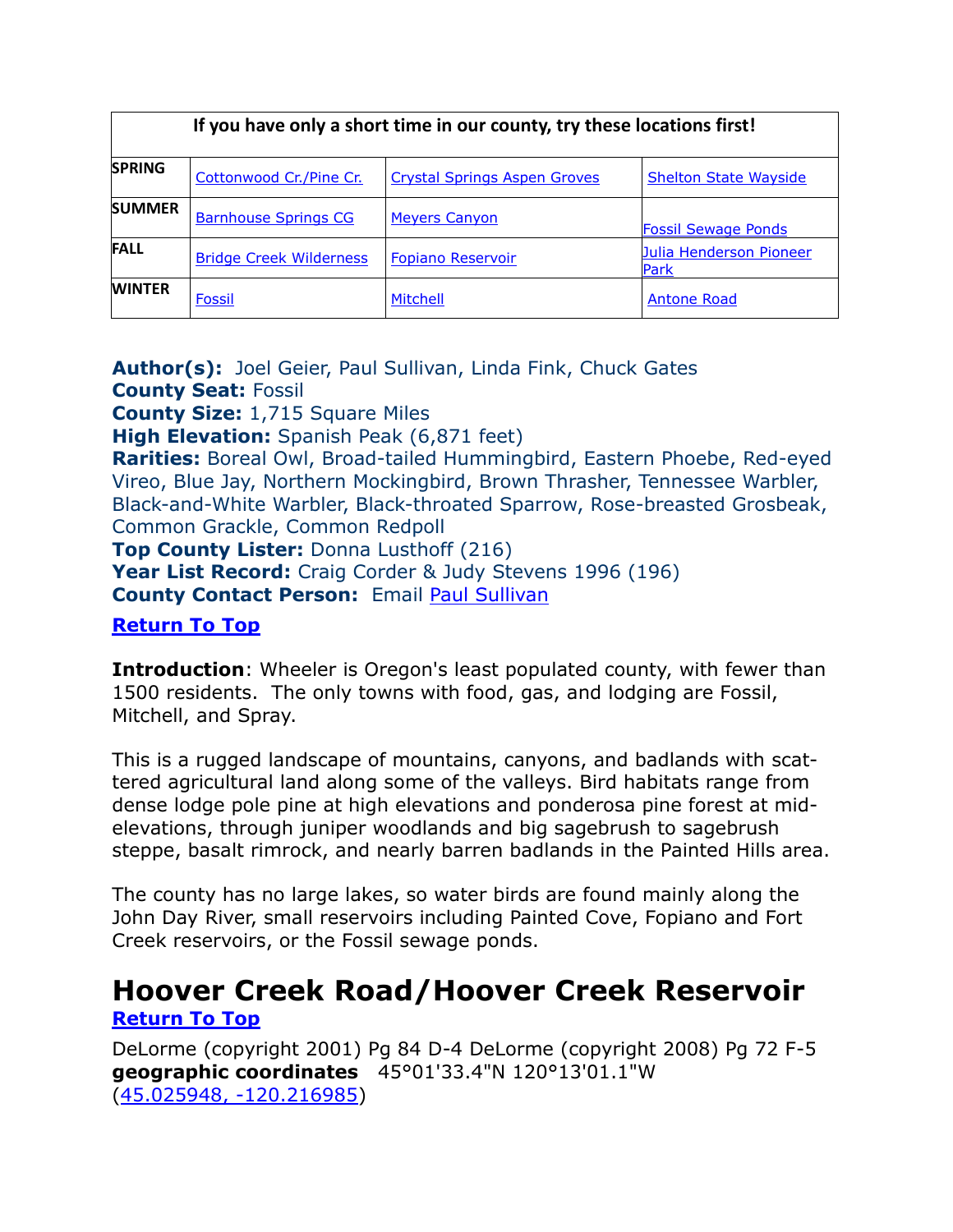| If you have only a short time in our county, try these locations first! | | | |
|---|---|---|---|
| **SPRING** | Cottonwood Cr./Pine Cr. | Crystal Springs Aspen Groves | Shelton State Wayside |
| **SUMMER** | Barnhouse Springs CG | Meyers Canyon | Fossil Sewage Ponds |
| **FALL** | Bridge Creek Wilderness | Fopiano Reservoir | Julia Henderson Pioneer Park |
| **WINTER** | Fossil | Mitchell | Antone Road |

**Author(s):** Joel Geier, Paul Sullivan, Linda Fink, Chuck Gates
**County Seat:** Fossil
**County Size:** 1,715 Square Miles
**High Elevation:** Spanish Peak (6,871 feet)
**Rarities:** Boreal Owl, Broad-tailed Hummingbird, Eastern Phoebe, Red-eyed Vireo, Blue Jay, Northern Mockingbird, Brown Thrasher, Tennessee Warbler, Black-and-White Warbler, Black-throated Sparrow, Rose-breasted Grosbeak, Common Grackle, Common Redpoll
**Top County Lister:** Donna Lusthoff (216)
**Year List Record:** Craig Corder & Judy Stevens 1996 (196)
**County Contact Person:** Email Paul Sullivan

**Return To Top**

**Introduction**: Wheeler is Oregon's least populated county, with fewer than 1500 residents. The only towns with food, gas, and lodging are Fossil, Mitchell, and Spray.

This is a rugged landscape of mountains, canyons, and badlands with scattered agricultural land along some of the valleys. Bird habitats range from dense lodge pole pine at high elevations and ponderosa pine forest at mid-elevations, through juniper woodlands and big sagebrush to sagebrush steppe, basalt rimrock, and nearly barren badlands in the Painted Hills area.

The county has no large lakes, so water birds are found mainly along the John Day River, small reservoirs including Painted Cove, Fopiano and Fort Creek reservoirs, or the Fossil sewage ponds.

# Hoover Creek Road/Hoover Creek Reservoir

**Return To Top**

DeLorme (copyright 2001) Pg 84 D-4 DeLorme (copyright 2008) Pg 72 F-5
**geographic coordinates** 45°01'33.4"N 120°13'01.1"W
(45.025948, -120.216985)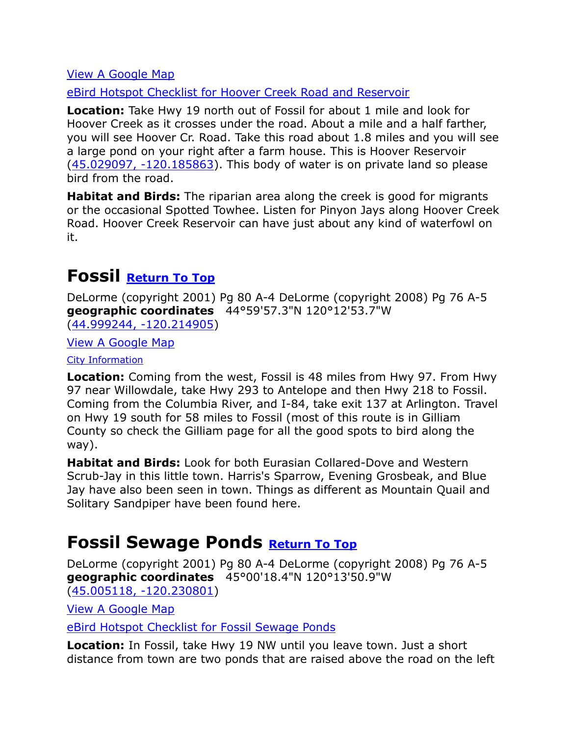[View A Google Map](#)

[eBird Hotspot Checklist for Hoover Creek Road and Reservoir](#)

**Location:** Take Hwy 19 north out of Fossil for about 1 mile and look for Hoover Creek as it crosses under the road. About a mile and a half farther, you will see Hoover Cr. Road. Take this road about 1.8 miles and you will see a large pond on your right after a farm house. This is Hoover Reservoir ([45.029097, -120.185863](#)). This body of water is on private land so please bird from the road.

**Habitat and Birds:** The riparian area along the creek is good for migrants or the occasional Spotted Towhee. Listen for Pinyon Jays along Hoover Creek Road. Hoover Creek Reservoir can have just about any kind of waterfowl on it.

# Fossil [Return To Top](#)

DeLorme (copyright 2001) Pg 80 A-4 DeLorme (copyright 2008) Pg 76 A-5
**geographic coordinates** 44°59'57.3"N 120°12'53.7"W
([44.999244, -120.214905](#))

[View A Google Map](#)

[City Information](#)

**Location:** Coming from the west, Fossil is 48 miles from Hwy 97. From Hwy 97 near Willowdale, take Hwy 293 to Antelope and then Hwy 218 to Fossil. Coming from the Columbia River, and I-84, take exit 137 at Arlington. Travel on Hwy 19 south for 58 miles to Fossil (most of this route is in Gilliam County so check the Gilliam page for all the good spots to bird along the way).

**Habitat and Birds:** Look for both Eurasian Collared-Dove and Western Scrub-Jay in this little town. Harris's Sparrow, Evening Grosbeak, and Blue Jay have also been seen in town. Things as different as Mountain Quail and Solitary Sandpiper have been found here.

# Fossil Sewage Ponds [Return To Top](#)

DeLorme (copyright 2001) Pg 80 A-4 DeLorme (copyright 2008) Pg 76 A-5
**geographic coordinates** 45°00'18.4"N 120°13'50.9"W
([45.005118, -120.230801](#))

[View A Google Map](#)

[eBird Hotspot Checklist for Fossil Sewage Ponds](#)

**Location:** In Fossil, take Hwy 19 NW until you leave town. Just a short distance from town are two ponds that are raised above the road on the left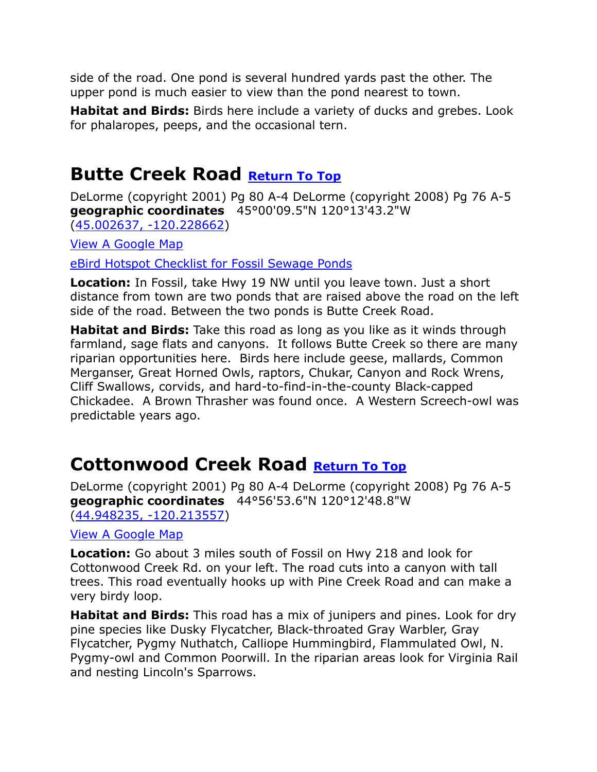side of the road. One pond is several hundred yards past the other. The upper pond is much easier to view than the pond nearest to town.

**Habitat and Birds:** Birds here include a variety of ducks and grebes. Look for phalaropes, peeps, and the occasional tern.

## Butte Creek Road Return To Top

DeLorme (copyright 2001) Pg 80 A-4 DeLorme (copyright 2008) Pg 76 A-5
**geographic coordinates** 45°00'09.5"N 120°13'43.2"W
(45.002637, -120.228662)

View A Google Map

eBird Hotspot Checklist for Fossil Sewage Ponds

**Location:** In Fossil, take Hwy 19 NW until you leave town. Just a short distance from town are two ponds that are raised above the road on the left side of the road. Between the two ponds is Butte Creek Road.

**Habitat and Birds:** Take this road as long as you like as it winds through farmland, sage flats and canyons. It follows Butte Creek so there are many riparian opportunities here. Birds here include geese, mallards, Common Merganser, Great Horned Owls, raptors, Chukar, Canyon and Rock Wrens, Cliff Swallows, corvids, and hard-to-find-in-the-county Black-capped Chickadee. A Brown Thrasher was found once. A Western Screech-owl was predictable years ago.

## Cottonwood Creek Road Return To Top

DeLorme (copyright 2001) Pg 80 A-4 DeLorme (copyright 2008) Pg 76 A-5
**geographic coordinates** 44°56'53.6"N 120°12'48.8"W
(44.948235, -120.213557)

View A Google Map

**Location:** Go about 3 miles south of Fossil on Hwy 218 and look for Cottonwood Creek Rd. on your left. The road cuts into a canyon with tall trees. This road eventually hooks up with Pine Creek Road and can make a very birdy loop.

**Habitat and Birds:** This road has a mix of junipers and pines. Look for dry pine species like Dusky Flycatcher, Black-throated Gray Warbler, Gray Flycatcher, Pygmy Nuthatch, Calliope Hummingbird, Flammulated Owl, N. Pygmy-owl and Common Poorwill. In the riparian areas look for Virginia Rail and nesting Lincoln's Sparrows.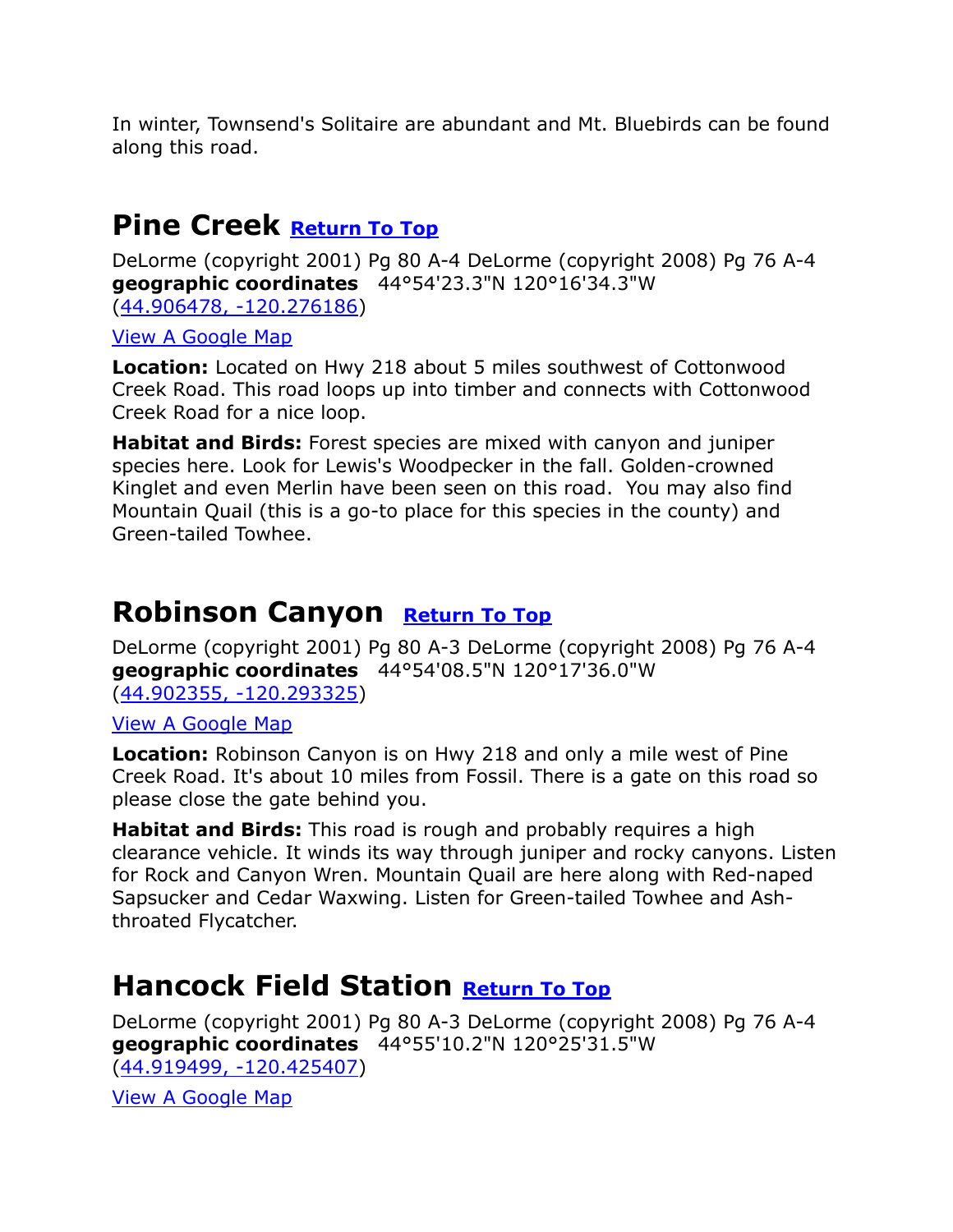In winter, Townsend's Solitaire are abundant and Mt. Bluebirds can be found along this road.

## Pine Creek [Return To Top]

DeLorme (copyright 2001) Pg 80 A-4 DeLorme (copyright 2008) Pg 76 A-4
**geographic coordinates** 44°54'23.3"N 120°16'34.3"W
(44.906478, -120.276186)

View A Google Map

**Location:** Located on Hwy 218 about 5 miles southwest of Cottonwood Creek Road. This road loops up into timber and connects with Cottonwood Creek Road for a nice loop.

**Habitat and Birds:** Forest species are mixed with canyon and juniper species here. Look for Lewis's Woodpecker in the fall. Golden-crowned Kinglet and even Merlin have been seen on this road. You may also find Mountain Quail (this is a go-to place for this species in the county) and Green-tailed Towhee.

## Robinson Canyon [Return To Top]

DeLorme (copyright 2001) Pg 80 A-3 DeLorme (copyright 2008) Pg 76 A-4
**geographic coordinates** 44°54'08.5"N 120°17'36.0"W
(44.902355, -120.293325)

View A Google Map

**Location:** Robinson Canyon is on Hwy 218 and only a mile west of Pine Creek Road. It's about 10 miles from Fossil. There is a gate on this road so please close the gate behind you.

**Habitat and Birds:** This road is rough and probably requires a high clearance vehicle. It winds its way through juniper and rocky canyons. Listen for Rock and Canyon Wren. Mountain Quail are here along with Red-naped Sapsucker and Cedar Waxwing. Listen for Green-tailed Towhee and Ash-throated Flycatcher.

## Hancock Field Station [Return To Top]

DeLorme (copyright 2001) Pg 80 A-3 DeLorme (copyright 2008) Pg 76 A-4
**geographic coordinates** 44°55'10.2"N 120°25'31.5"W
(44.919499, -120.425407)

View A Google Map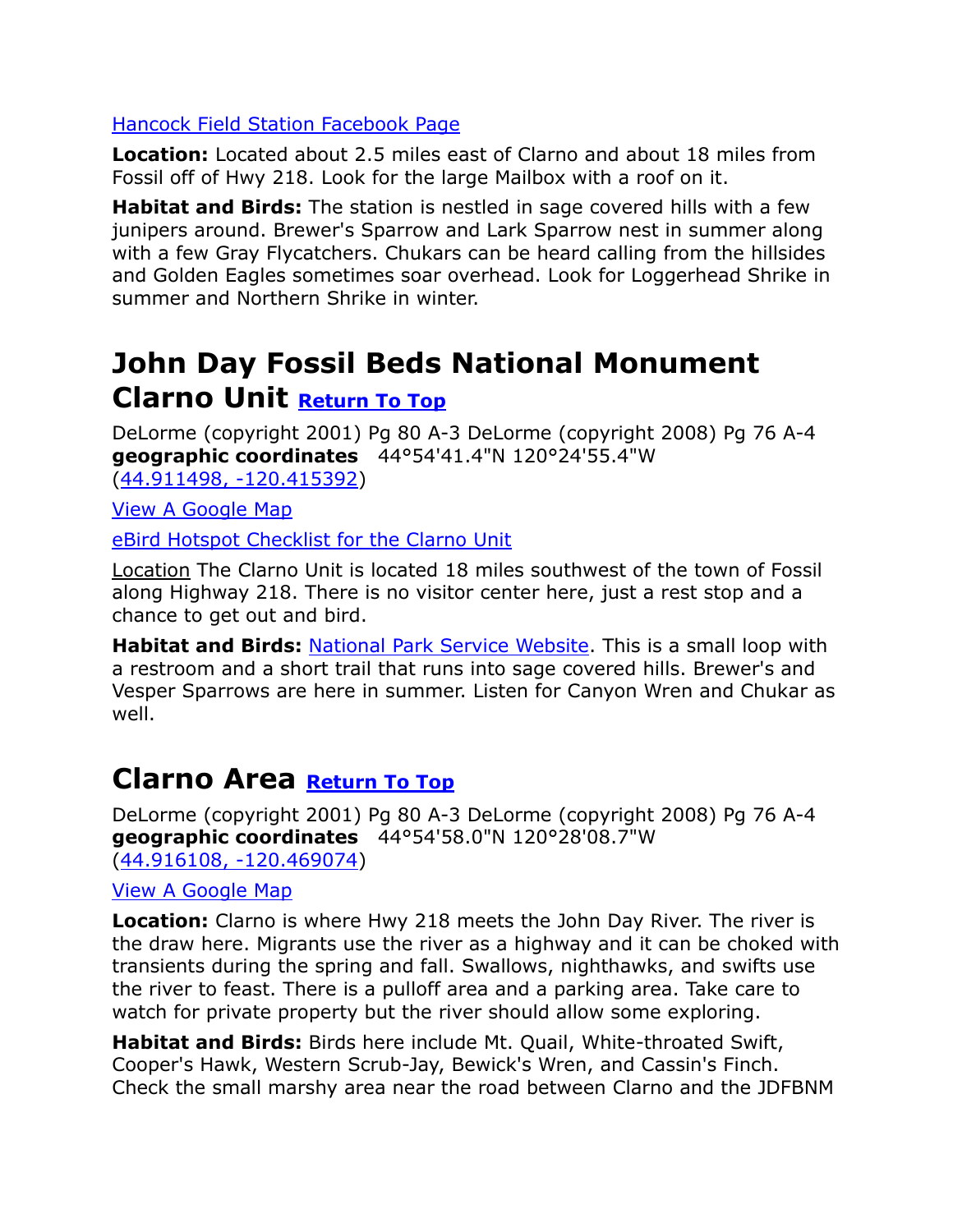[Hancock Field Station Facebook Page](#)

**Location:** Located about 2.5 miles east of Clarno and about 18 miles from Fossil off of Hwy 218. Look for the large Mailbox with a roof on it.

**Habitat and Birds:** The station is nestled in sage covered hills with a few junipers around. Brewer's Sparrow and Lark Sparrow nest in summer along with a few Gray Flycatchers. Chukars can be heard calling from the hillsides and Golden Eagles sometimes soar overhead. Look for Loggerhead Shrike in summer and Northern Shrike in winter.

# John Day Fossil Beds National Monument Clarno Unit [Return To Top](#)

DeLorme (copyright 2001) Pg 80 A-3 DeLorme (copyright 2008) Pg 76 A-4
**geographic coordinates** 44°54'41.4"N 120°24'55.4"W
([44.911498, -120.415392](#))

[View A Google Map](#)

[eBird Hotspot Checklist for the Clarno Unit](#)

Location The Clarno Unit is located 18 miles southwest of the town of Fossil along Highway 218. There is no visitor center here, just a rest stop and a chance to get out and bird.

**Habitat and Birds:** [National Park Service Website](#). This is a small loop with a restroom and a short trail that runs into sage covered hills. Brewer's and Vesper Sparrows are here in summer. Listen for Canyon Wren and Chukar as well.

## Clarno Area [Return To Top](#)

DeLorme (copyright 2001) Pg 80 A-3 DeLorme (copyright 2008) Pg 76 A-4
**geographic coordinates** 44°54'58.0"N 120°28'08.7"W
([44.916108, -120.469074](#))

[View A Google Map](#)

**Location:** Clarno is where Hwy 218 meets the John Day River. The river is the draw here. Migrants use the river as a highway and it can be choked with transients during the spring and fall. Swallows, nighthawks, and swifts use the river to feast. There is a pulloff area and a parking area. Take care to watch for private property but the river should allow some exploring.

**Habitat and Birds:** Birds here include Mt. Quail, White-throated Swift, Cooper's Hawk, Western Scrub-Jay, Bewick's Wren, and Cassin's Finch. Check the small marshy area near the road between Clarno and the JDFBNM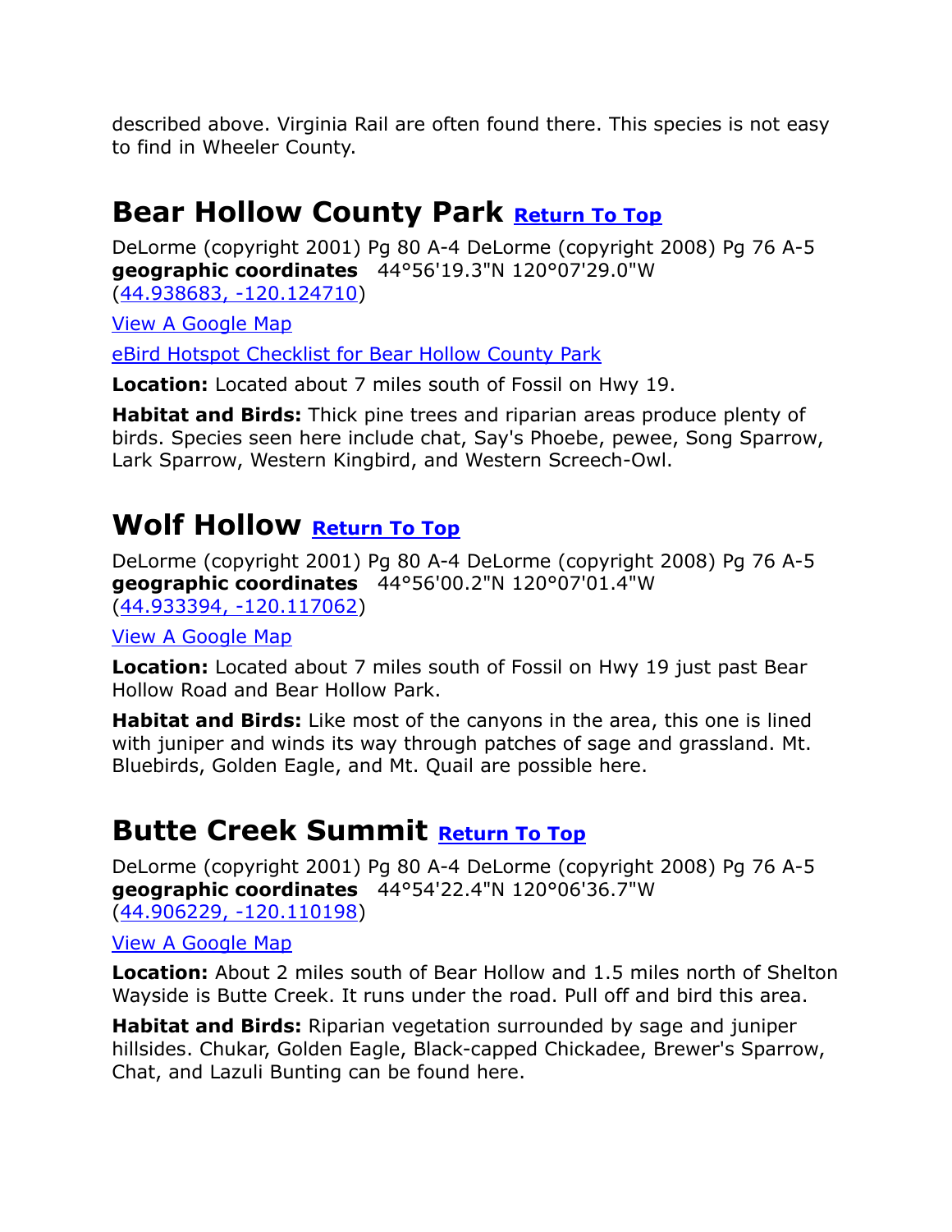described above. Virginia Rail are often found there. This species is not easy to find in Wheeler County.

## Bear Hollow County Park [Return To Top]

DeLorme (copyright 2001) Pg 80 A-4 DeLorme (copyright 2008) Pg 76 A-5
**geographic coordinates** 44°56'19.3"N 120°07'29.0"W
(44.938683, -120.124710)

View A Google Map

eBird Hotspot Checklist for Bear Hollow County Park

**Location:** Located about 7 miles south of Fossil on Hwy 19.

**Habitat and Birds:** Thick pine trees and riparian areas produce plenty of birds. Species seen here include chat, Say's Phoebe, pewee, Song Sparrow, Lark Sparrow, Western Kingbird, and Western Screech-Owl.

## Wolf Hollow [Return To Top]

DeLorme (copyright 2001) Pg 80 A-4 DeLorme (copyright 2008) Pg 76 A-5
**geographic coordinates** 44°56'00.2"N 120°07'01.4"W
(44.933394, -120.117062)

View A Google Map

**Location:** Located about 7 miles south of Fossil on Hwy 19 just past Bear Hollow Road and Bear Hollow Park.

**Habitat and Birds:** Like most of the canyons in the area, this one is lined with juniper and winds its way through patches of sage and grassland. Mt. Bluebirds, Golden Eagle, and Mt. Quail are possible here.

## Butte Creek Summit [Return To Top]

DeLorme (copyright 2001) Pg 80 A-4 DeLorme (copyright 2008) Pg 76 A-5
**geographic coordinates** 44°54'22.4"N 120°06'36.7"W
(44.906229, -120.110198)

View A Google Map

**Location:** About 2 miles south of Bear Hollow and 1.5 miles north of Shelton Wayside is Butte Creek. It runs under the road. Pull off and bird this area.

**Habitat and Birds:** Riparian vegetation surrounded by sage and juniper hillsides. Chukar, Golden Eagle, Black-capped Chickadee, Brewer's Sparrow, Chat, and Lazuli Bunting can be found here.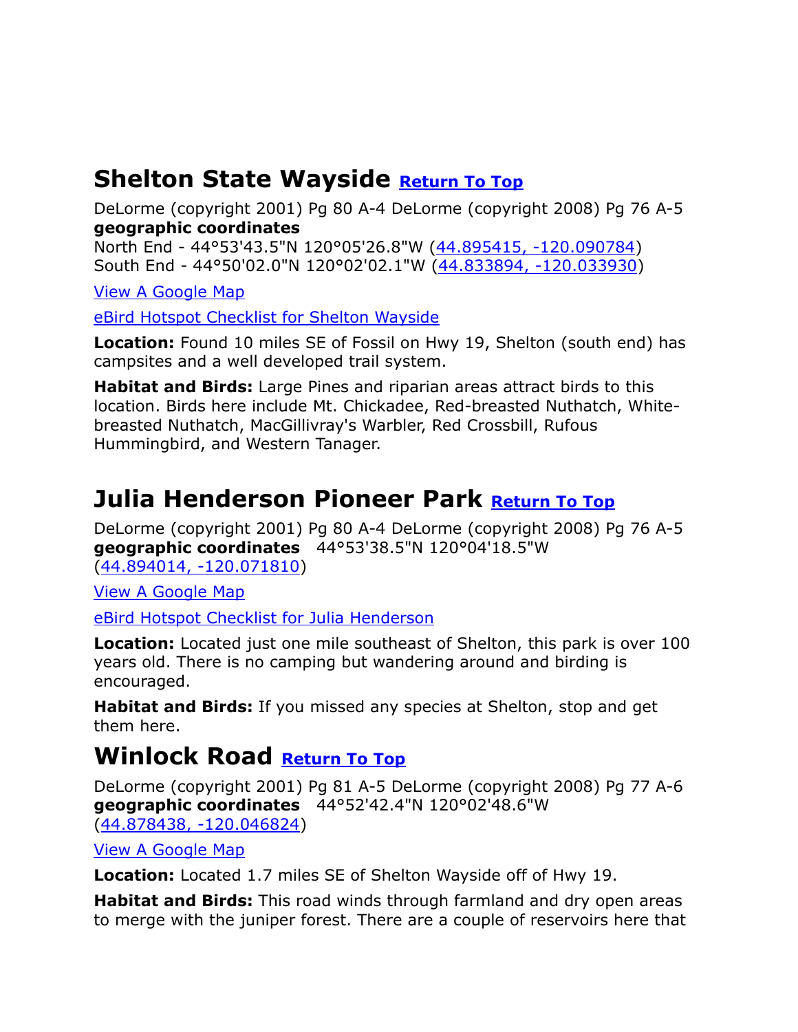## Shelton State Wayside [Return To Top]

DeLorme (copyright 2001) Pg 80 A-4 DeLorme (copyright 2008) Pg 76 A-5
**geographic coordinates**
North End - 44°53'43.5"N 120°05'26.8"W (44.895415, -120.090784)
South End - 44°50'02.0"N 120°02'02.1"W (44.833894, -120.033930)

View A Google Map

eBird Hotspot Checklist for Shelton Wayside

**Location:** Found 10 miles SE of Fossil on Hwy 19, Shelton (south end) has campsites and a well developed trail system.

**Habitat and Birds:** Large Pines and riparian areas attract birds to this location. Birds here include Mt. Chickadee, Red-breasted Nuthatch, White-breasted Nuthatch, MacGillivray's Warbler, Red Crossbill, Rufous Hummingbird, and Western Tanager.

## Julia Henderson Pioneer Park [Return To Top]

DeLorme (copyright 2001) Pg 80 A-4 DeLorme (copyright 2008) Pg 76 A-5
**geographic coordinates** 44°53'38.5"N 120°04'18.5"W (44.894014, -120.071810)

View A Google Map

eBird Hotspot Checklist for Julia Henderson

**Location:** Located just one mile southeast of Shelton, this park is over 100 years old. There is no camping but wandering around and birding is encouraged.

**Habitat and Birds:** If you missed any species at Shelton, stop and get them here.

## Winlock Road [Return To Top]

DeLorme (copyright 2001) Pg 81 A-5 DeLorme (copyright 2008) Pg 77 A-6
**geographic coordinates** 44°52'42.4"N 120°02'48.6"W (44.878438, -120.046824)

View A Google Map

**Location:** Located 1.7 miles SE of Shelton Wayside off of Hwy 19.

**Habitat and Birds:** This road winds through farmland and dry open areas to merge with the juniper forest. There are a couple of reservoirs here that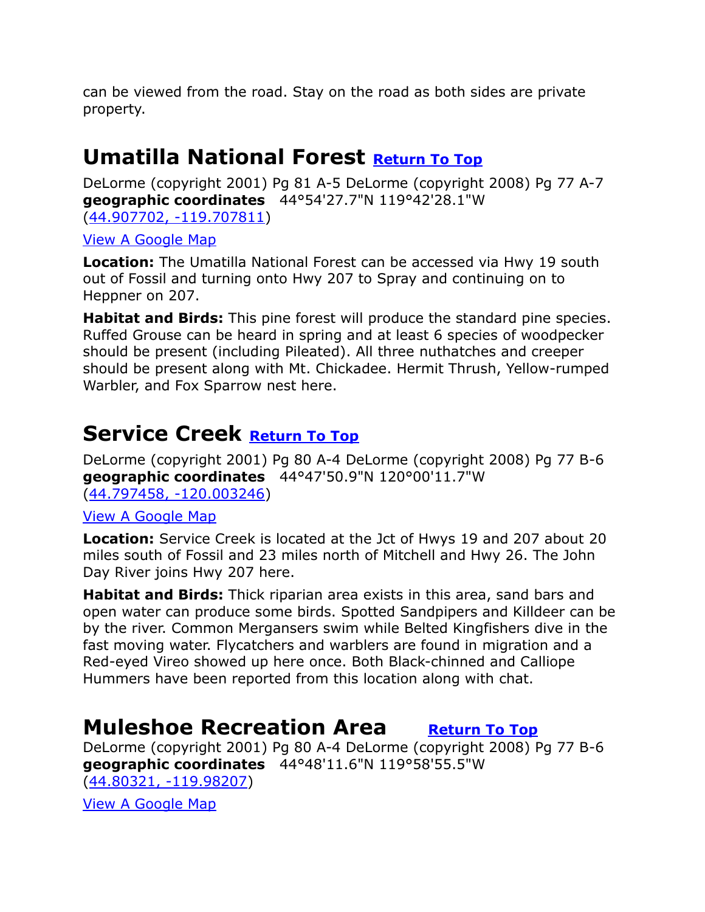can be viewed from the road. Stay on the road as both sides are private property.

## Umatilla National Forest [Return To Top]

DeLorme (copyright 2001) Pg 81 A-5 DeLorme (copyright 2008) Pg 77 A-7
**geographic coordinates** 44°54'27.7"N 119°42'28.1"W
(44.907702, -119.707811)

View A Google Map

**Location:** The Umatilla National Forest can be accessed via Hwy 19 south out of Fossil and turning onto Hwy 207 to Spray and continuing on to Heppner on 207.

**Habitat and Birds:** This pine forest will produce the standard pine species. Ruffed Grouse can be heard in spring and at least 6 species of woodpecker should be present (including Pileated). All three nuthatches and creeper should be present along with Mt. Chickadee. Hermit Thrush, Yellow-rumped Warbler, and Fox Sparrow nest here.

## Service Creek [Return To Top]

DeLorme (copyright 2001) Pg 80 A-4 DeLorme (copyright 2008) Pg 77 B-6
**geographic coordinates** 44°47'50.9"N 120°00'11.7"W
(44.797458, -120.003246)

View A Google Map

**Location:** Service Creek is located at the Jct of Hwys 19 and 207 about 20 miles south of Fossil and 23 miles north of Mitchell and Hwy 26. The John Day River joins Hwy 207 here.

**Habitat and Birds:** Thick riparian area exists in this area, sand bars and open water can produce some birds. Spotted Sandpipers and Killdeer can be by the river. Common Mergansers swim while Belted Kingfishers dive in the fast moving water. Flycatchers and warblers are found in migration and a Red-eyed Vireo showed up here once. Both Black-chinned and Calliope Hummers have been reported from this location along with chat.

## Muleshoe Recreation Area [Return To Top]

DeLorme (copyright 2001) Pg 80 A-4 DeLorme (copyright 2008) Pg 77 B-6
**geographic coordinates** 44°48'11.6"N 119°58'55.5"W
(44.80321, -119.98207)

View A Google Map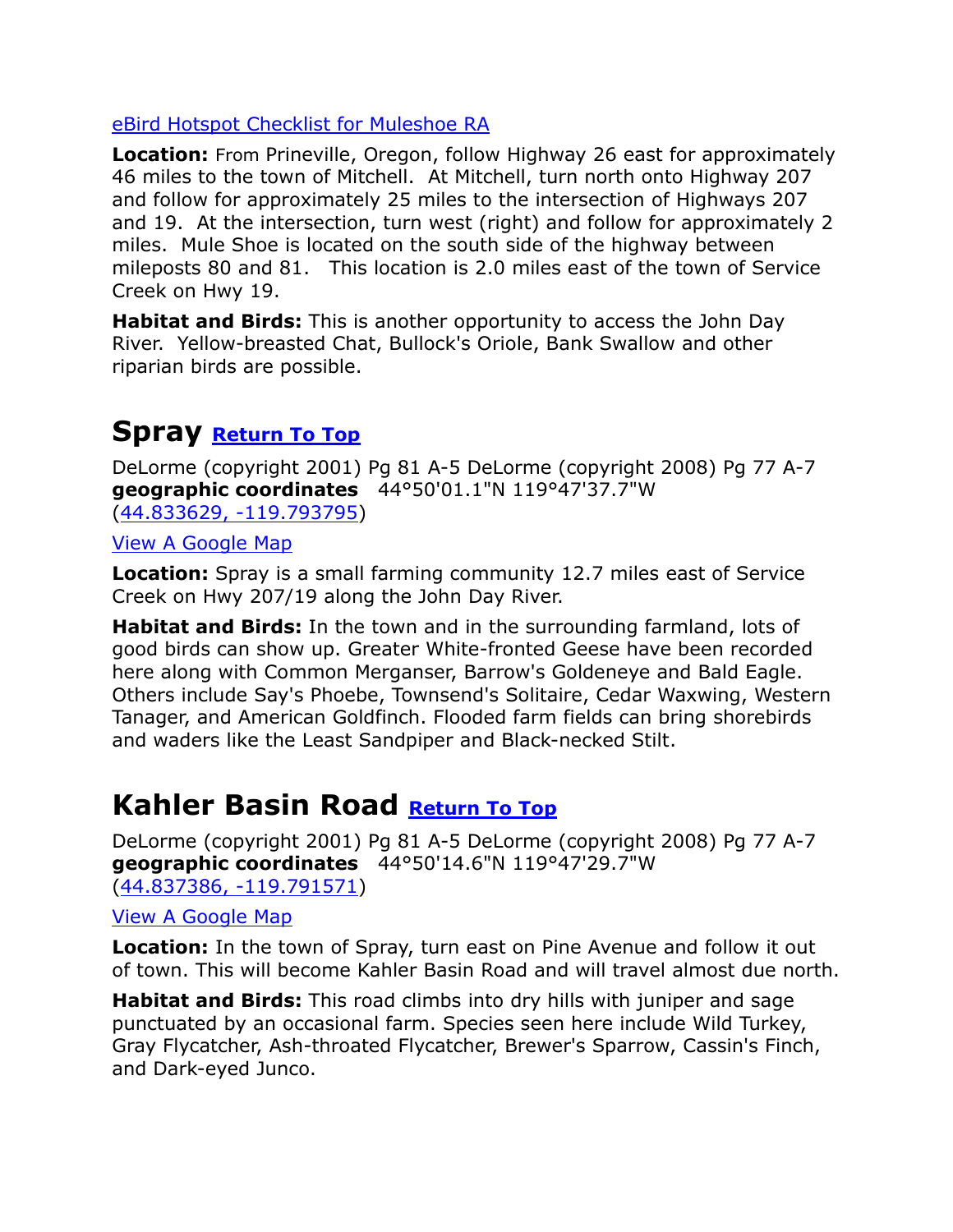[eBird Hotspot Checklist for Muleshoe RA]

**Location:** From Prineville, Oregon, follow Highway 26 east for approximately 46 miles to the town of Mitchell. At Mitchell, turn north onto Highway 207 and follow for approximately 25 miles to the intersection of Highways 207 and 19. At the intersection, turn west (right) and follow for approximately 2 miles. Mule Shoe is located on the south side of the highway between mileposts 80 and 81. This location is 2.0 miles east of the town of Service Creek on Hwy 19.

**Habitat and Birds:** This is another opportunity to access the John Day River. Yellow-breasted Chat, Bullock's Oriole, Bank Swallow and other riparian birds are possible.

## Spray [Return To Top]

DeLorme (copyright 2001) Pg 81 A-5 DeLorme (copyright 2008) Pg 77 A-7
**geographic coordinates** 44°50'01.1"N 119°47'37.7"W
(44.833629, -119.793795)

[View A Google Map]

**Location:** Spray is a small farming community 12.7 miles east of Service Creek on Hwy 207/19 along the John Day River.

**Habitat and Birds:** In the town and in the surrounding farmland, lots of good birds can show up. Greater White-fronted Geese have been recorded here along with Common Merganser, Barrow's Goldeneye and Bald Eagle. Others include Say's Phoebe, Townsend's Solitaire, Cedar Waxwing, Western Tanager, and American Goldfinch. Flooded farm fields can bring shorebirds and waders like the Least Sandpiper and Black-necked Stilt.

## Kahler Basin Road [Return To Top]

DeLorme (copyright 2001) Pg 81 A-5 DeLorme (copyright 2008) Pg 77 A-7
**geographic coordinates** 44°50'14.6"N 119°47'29.7"W
(44.837386, -119.791571)

[View A Google Map]

**Location:** In the town of Spray, turn east on Pine Avenue and follow it out of town. This will become Kahler Basin Road and will travel almost due north.

**Habitat and Birds:** This road climbs into dry hills with juniper and sage punctuated by an occasional farm. Species seen here include Wild Turkey, Gray Flycatcher, Ash-throated Flycatcher, Brewer's Sparrow, Cassin's Finch, and Dark-eyed Junco.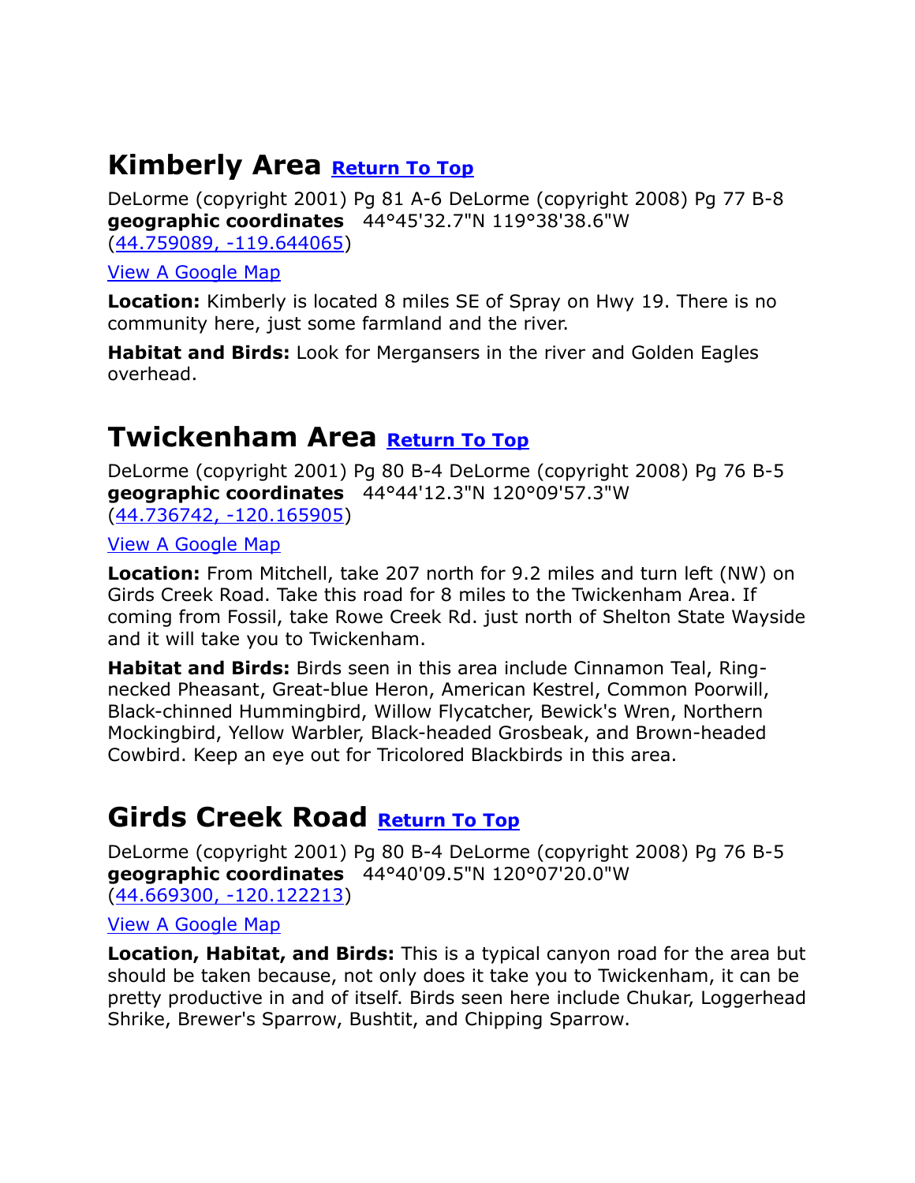## Kimberly Area [Return To Top]

DeLorme (copyright 2001) Pg 81 A-6 DeLorme (copyright 2008) Pg 77 B-8
**geographic coordinates** 44°45'32.7"N 119°38'38.6"W
(44.759089, -119.644065)

View A Google Map

**Location:** Kimberly is located 8 miles SE of Spray on Hwy 19. There is no community here, just some farmland and the river.

**Habitat and Birds:** Look for Mergansers in the river and Golden Eagles overhead.

## Twickenham Area [Return To Top]

DeLorme (copyright 2001) Pg 80 B-4 DeLorme (copyright 2008) Pg 76 B-5
**geographic coordinates** 44°44'12.3"N 120°09'57.3"W
(44.736742, -120.165905)

View A Google Map

**Location:** From Mitchell, take 207 north for 9.2 miles and turn left (NW) on Girds Creek Road. Take this road for 8 miles to the Twickenham Area. If coming from Fossil, take Rowe Creek Rd. just north of Shelton State Wayside and it will take you to Twickenham.

**Habitat and Birds:** Birds seen in this area include Cinnamon Teal, Ring-necked Pheasant, Great-blue Heron, American Kestrel, Common Poorwill, Black-chinned Hummingbird, Willow Flycatcher, Bewick's Wren, Northern Mockingbird, Yellow Warbler, Black-headed Grosbeak, and Brown-headed Cowbird. Keep an eye out for Tricolored Blackbirds in this area.

## Girds Creek Road [Return To Top]

DeLorme (copyright 2001) Pg 80 B-4 DeLorme (copyright 2008) Pg 76 B-5
**geographic coordinates** 44°40'09.5"N 120°07'20.0"W
(44.669300, -120.122213)

View A Google Map

**Location, Habitat, and Birds:** This is a typical canyon road for the area but should be taken because, not only does it take you to Twickenham, it can be pretty productive in and of itself. Birds seen here include Chukar, Loggerhead Shrike, Brewer's Sparrow, Bushtit, and Chipping Sparrow.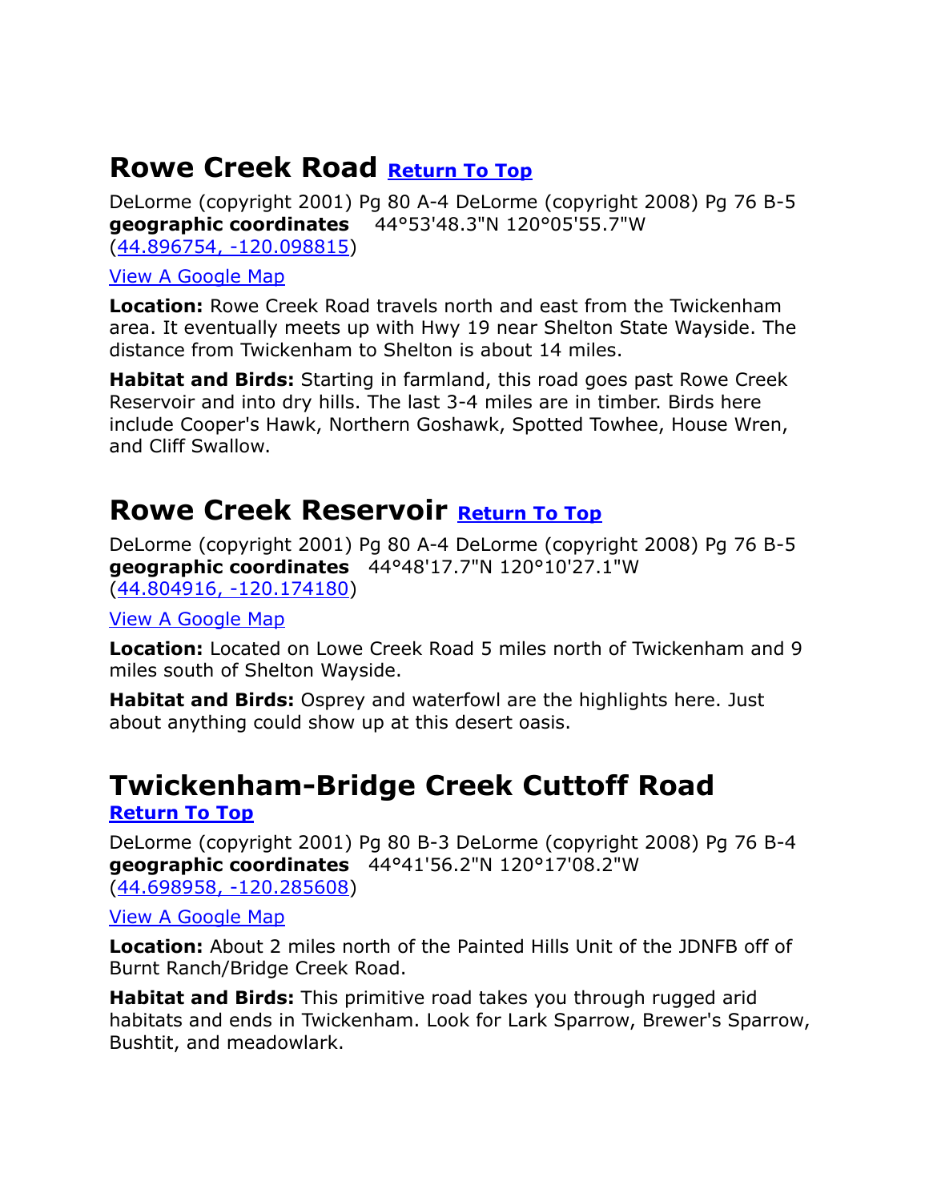## Rowe Creek Road [Return To Top]

DeLorme (copyright 2001) Pg 80 A-4 DeLorme (copyright 2008) Pg 76 B-5
**geographic coordinates** 44°53'48.3"N 120°05'55.7"W
(44.896754, -120.098815)

View A Google Map

**Location:** Rowe Creek Road travels north and east from the Twickenham area. It eventually meets up with Hwy 19 near Shelton State Wayside. The distance from Twickenham to Shelton is about 14 miles.

**Habitat and Birds:** Starting in farmland, this road goes past Rowe Creek Reservoir and into dry hills. The last 3-4 miles are in timber. Birds here include Cooper's Hawk, Northern Goshawk, Spotted Towhee, House Wren, and Cliff Swallow.

## Rowe Creek Reservoir [Return To Top]

DeLorme (copyright 2001) Pg 80 A-4 DeLorme (copyright 2008) Pg 76 B-5
**geographic coordinates** 44°48'17.7"N 120°10'27.1"W
(44.804916, -120.174180)

View A Google Map

**Location:** Located on Lowe Creek Road 5 miles north of Twickenham and 9 miles south of Shelton Wayside.

**Habitat and Birds:** Osprey and waterfowl are the highlights here. Just about anything could show up at this desert oasis.

## Twickenham-Bridge Creek Cuttoff Road

[Return To Top]

DeLorme (copyright 2001) Pg 80 B-3 DeLorme (copyright 2008) Pg 76 B-4
**geographic coordinates** 44°41'56.2"N 120°17'08.2"W
(44.698958, -120.285608)

View A Google Map

**Location:** About 2 miles north of the Painted Hills Unit of the JDNFB off of Burnt Ranch/Bridge Creek Road.

**Habitat and Birds:** This primitive road takes you through rugged arid habitats and ends in Twickenham. Look for Lark Sparrow, Brewer's Sparrow, Bushtit, and meadowlark.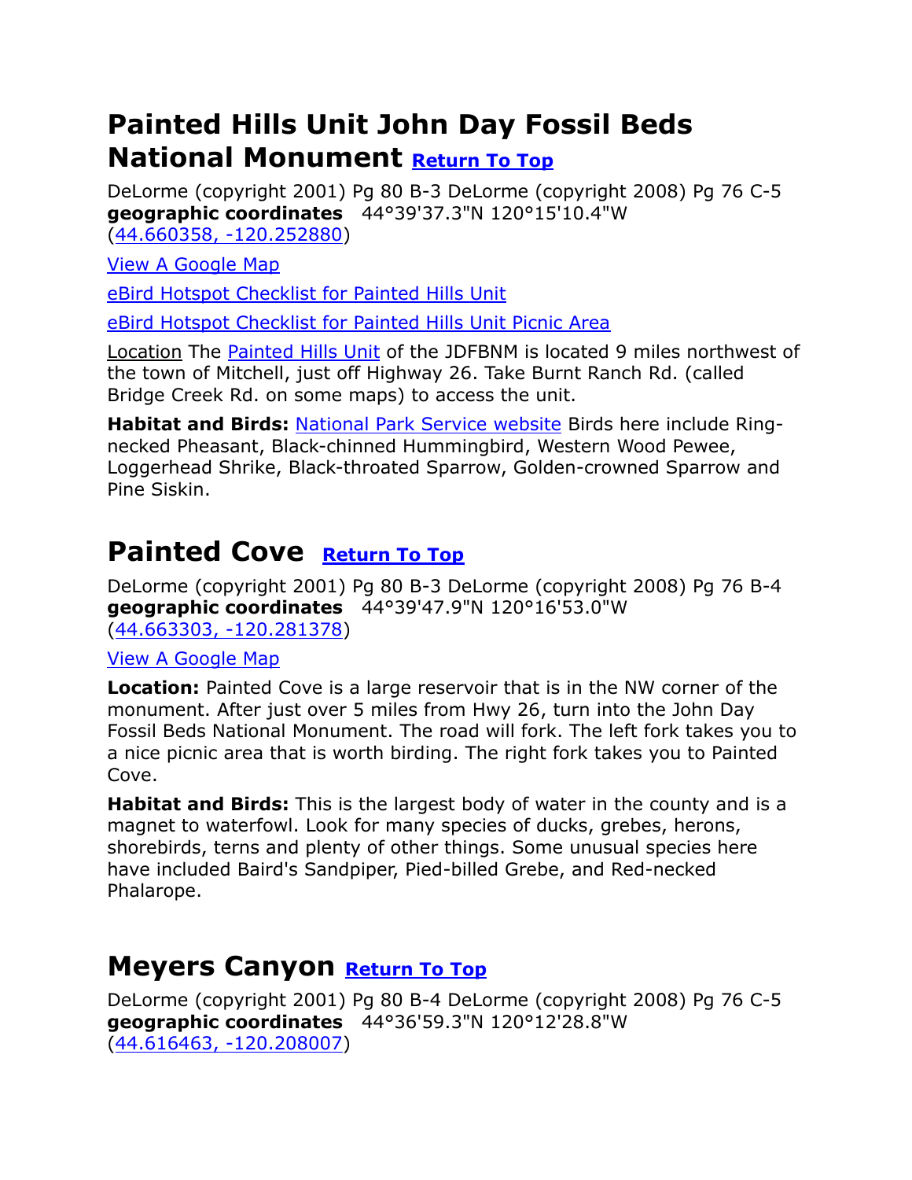## Painted Hills Unit John Day Fossil Beds National Monument [Return To Top]

DeLorme (copyright 2001) Pg 80 B-3 DeLorme (copyright 2008) Pg 76 C-5
**geographic coordinates** 44°39'37.3"N 120°15'10.4"W
(44.660358, -120.252880)

View A Google Map

eBird Hotspot Checklist for Painted Hills Unit

eBird Hotspot Checklist for Painted Hills Unit Picnic Area

Location The Painted Hills Unit of the JDFBNM is located 9 miles northwest of the town of Mitchell, just off Highway 26. Take Burnt Ranch Rd. (called Bridge Creek Rd. on some maps) to access the unit.

**Habitat and Birds:** National Park Service website Birds here include Ring-necked Pheasant, Black-chinned Hummingbird, Western Wood Pewee, Loggerhead Shrike, Black-throated Sparrow, Golden-crowned Sparrow and Pine Siskin.

## Painted Cove [Return To Top]

DeLorme (copyright 2001) Pg 80 B-3 DeLorme (copyright 2008) Pg 76 B-4
**geographic coordinates** 44°39'47.9"N 120°16'53.0"W
(44.663303, -120.281378)

View A Google Map

**Location:** Painted Cove is a large reservoir that is in the NW corner of the monument. After just over 5 miles from Hwy 26, turn into the John Day Fossil Beds National Monument. The road will fork. The left fork takes you to a nice picnic area that is worth birding. The right fork takes you to Painted Cove.

**Habitat and Birds:** This is the largest body of water in the county and is a magnet to waterfowl. Look for many species of ducks, grebes, herons, shorebirds, terns and plenty of other things. Some unusual species here have included Baird's Sandpiper, Pied-billed Grebe, and Red-necked Phalarope.

## Meyers Canyon [Return To Top]

DeLorme (copyright 2001) Pg 80 B-4 DeLorme (copyright 2008) Pg 76 C-5
**geographic coordinates** 44°36'59.3"N 120°12'28.8"W
(44.616463, -120.208007)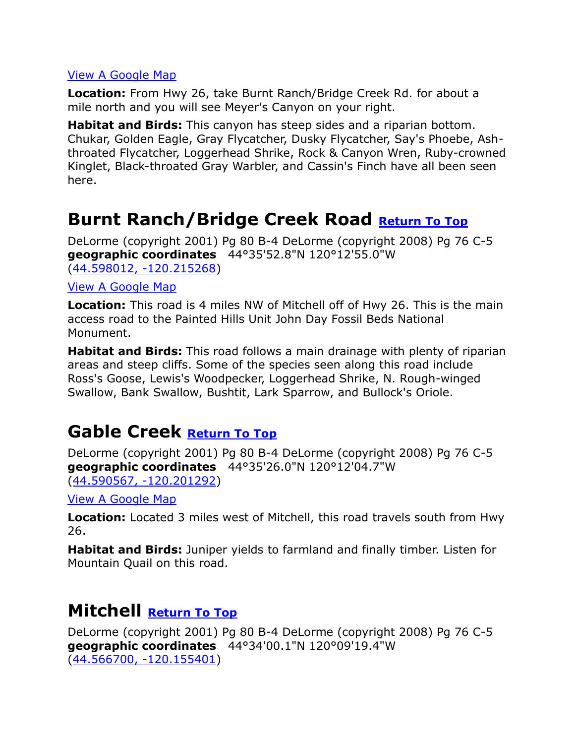[View A Google Map](#)

**Location:** From Hwy 26, take Burnt Ranch/Bridge Creek Rd. for about a mile north and you will see Meyer's Canyon on your right.

**Habitat and Birds:** This canyon has steep sides and a riparian bottom. Chukar, Golden Eagle, Gray Flycatcher, Dusky Flycatcher, Say's Phoebe, Ash-throated Flycatcher, Loggerhead Shrike, Rock & Canyon Wren, Ruby-crowned Kinglet, Black-throated Gray Warbler, and Cassin's Finch have all been seen here.

## Burnt Ranch/Bridge Creek Road [Return To Top](#)

DeLorme (copyright 2001) Pg 80 B-4 DeLorme (copyright 2008) Pg 76 C-5
**geographic coordinates** 44°35'52.8"N 120°12'55.0"W
([44.598012, -120.215268](#))

[View A Google Map](#)

**Location:** This road is 4 miles NW of Mitchell off of Hwy 26. This is the main access road to the Painted Hills Unit John Day Fossil Beds National Monument.

**Habitat and Birds:** This road follows a main drainage with plenty of riparian areas and steep cliffs. Some of the species seen along this road include Ross's Goose, Lewis's Woodpecker, Loggerhead Shrike, N. Rough-winged Swallow, Bank Swallow, Bushtit, Lark Sparrow, and Bullock's Oriole.

## Gable Creek [Return To Top](#)

DeLorme (copyright 2001) Pg 80 B-4 DeLorme (copyright 2008) Pg 76 C-5
**geographic coordinates** 44°35'26.0"N 120°12'04.7"W
([44.590567, -120.201292](#))

[View A Google Map](#)

**Location:** Located 3 miles west of Mitchell, this road travels south from Hwy 26.

**Habitat and Birds:** Juniper yields to farmland and finally timber. Listen for Mountain Quail on this road.

## Mitchell [Return To Top](#)

DeLorme (copyright 2001) Pg 80 B-4 DeLorme (copyright 2008) Pg 76 C-5
**geographic coordinates** 44°34'00.1"N 120°09'19.4"W
([44.566700, -120.155401](#))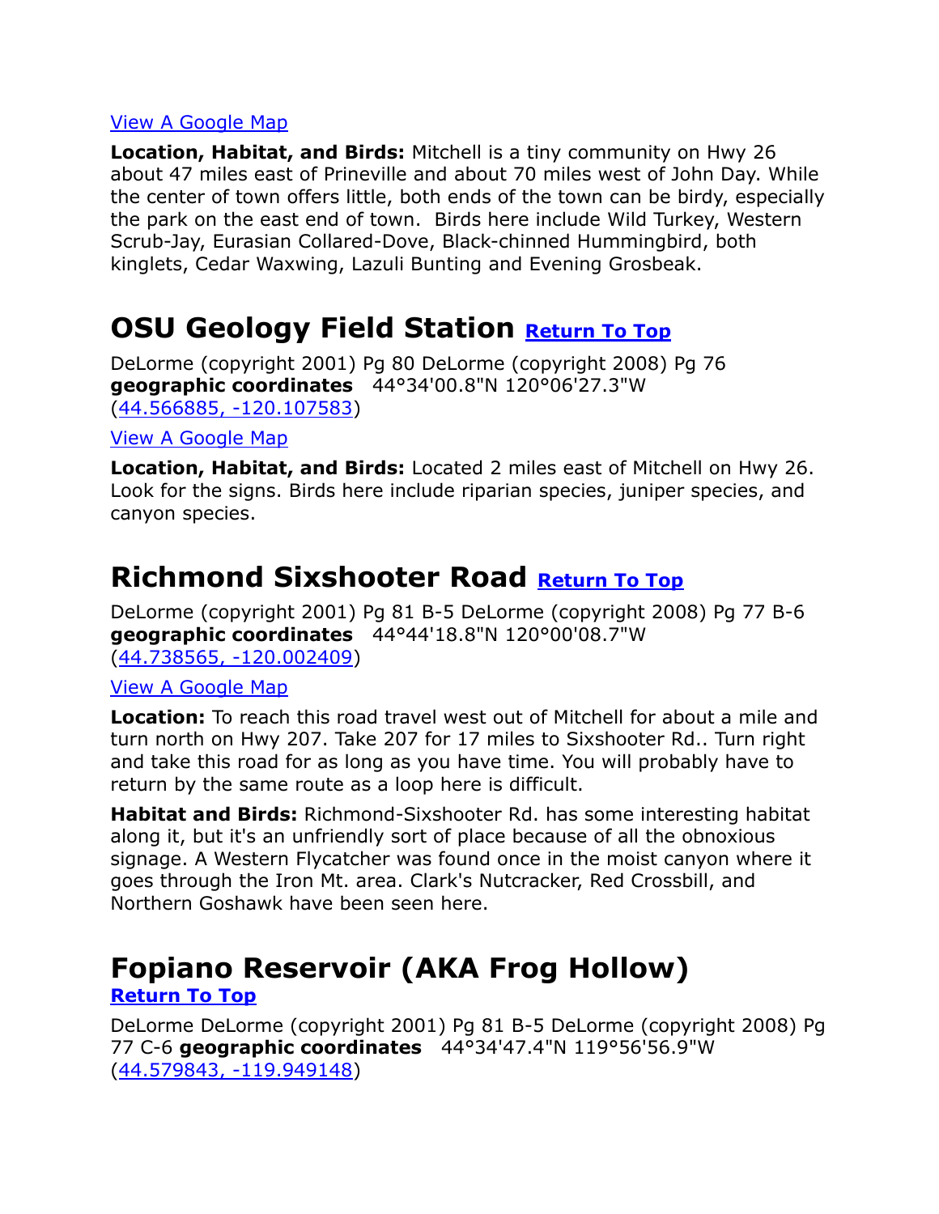[View A Google Map](#)

**Location, Habitat, and Birds:** Mitchell is a tiny community on Hwy 26 about 47 miles east of Prineville and about 70 miles west of John Day. While the center of town offers little, both ends of the town can be birdy, especially the park on the east end of town. Birds here include Wild Turkey, Western Scrub-Jay, Eurasian Collared-Dove, Black-chinned Hummingbird, both kinglets, Cedar Waxwing, Lazuli Bunting and Evening Grosbeak.

## OSU Geology Field Station [Return To Top](#)

DeLorme (copyright 2001) Pg 80 DeLorme (copyright 2008) Pg 76
**geographic coordinates** 44°34'00.8"N 120°06'27.3"W
([44.566885, -120.107583](#))

[View A Google Map](#)

**Location, Habitat, and Birds:** Located 2 miles east of Mitchell on Hwy 26. Look for the signs. Birds here include riparian species, juniper species, and canyon species.

## Richmond Sixshooter Road [Return To Top](#)

DeLorme (copyright 2001) Pg 81 B-5 DeLorme (copyright 2008) Pg 77 B-6
**geographic coordinates** 44°44'18.8"N 120°00'08.7"W
([44.738565, -120.002409](#))

[View A Google Map](#)

**Location:** To reach this road travel west out of Mitchell for about a mile and turn north on Hwy 207. Take 207 for 17 miles to Sixshooter Rd.. Turn right and take this road for as long as you have time. You will probably have to return by the same route as a loop here is difficult.

**Habitat and Birds:** Richmond-Sixshooter Rd. has some interesting habitat along it, but it's an unfriendly sort of place because of all the obnoxious signage. A Western Flycatcher was found once in the moist canyon where it goes through the Iron Mt. area. Clark's Nutcracker, Red Crossbill, and Northern Goshawk have been seen here.

## Fopiano Reservoir (AKA Frog Hollow) [Return To Top](#)

DeLorme DeLorme (copyright 2001) Pg 81 B-5 DeLorme (copyright 2008) Pg 77 C-6 **geographic coordinates** 44°34'47.4"N 119°56'56.9"W
([44.579843, -119.949148](#))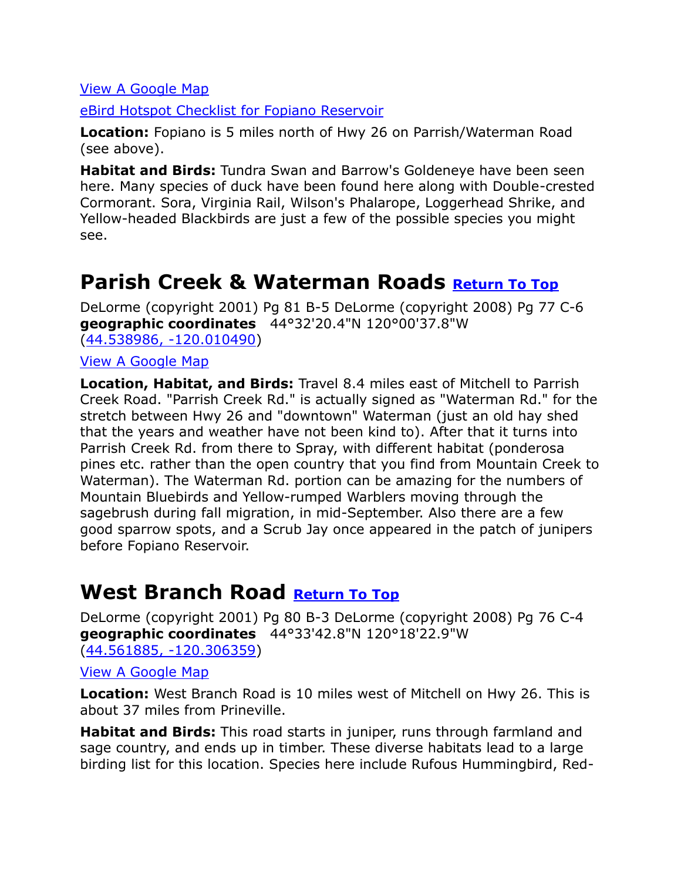[View A Google Map](#)

[eBird Hotspot Checklist for Fopiano Reservoir](#)

**Location:** Fopiano is 5 miles north of Hwy 26 on Parrish/Waterman Road (see above).

**Habitat and Birds:** Tundra Swan and Barrow's Goldeneye have been seen here. Many species of duck have been found here along with Double-crested Cormorant. Sora, Virginia Rail, Wilson's Phalarope, Loggerhead Shrike, and Yellow-headed Blackbirds are just a few of the possible species you might see.

## Parish Creek & Waterman Roads [Return To Top](#)

DeLorme (copyright 2001) Pg 81 B-5 DeLorme (copyright 2008) Pg 77 C-6
**geographic coordinates** 44°32'20.4"N 120°00'37.8"W
([44.538986, -120.010490](#))

[View A Google Map](#)

**Location, Habitat, and Birds:** Travel 8.4 miles east of Mitchell to Parrish Creek Road. "Parrish Creek Rd." is actually signed as "Waterman Rd." for the stretch between Hwy 26 and "downtown" Waterman (just an old hay shed that the years and weather have not been kind to). After that it turns into Parrish Creek Rd. from there to Spray, with different habitat (ponderosa pines etc. rather than the open country that you find from Mountain Creek to Waterman). The Waterman Rd. portion can be amazing for the numbers of Mountain Bluebirds and Yellow-rumped Warblers moving through the sagebrush during fall migration, in mid-September. Also there are a few good sparrow spots, and a Scrub Jay once appeared in the patch of junipers before Fopiano Reservoir.

## West Branch Road [Return To Top](#)

DeLorme (copyright 2001) Pg 80 B-3 DeLorme (copyright 2008) Pg 76 C-4
**geographic coordinates** 44°33'42.8"N 120°18'22.9"W
([44.561885, -120.306359](#))

[View A Google Map](#)

**Location:** West Branch Road is 10 miles west of Mitchell on Hwy 26. This is about 37 miles from Prineville.

**Habitat and Birds:** This road starts in juniper, runs through farmland and sage country, and ends up in timber. These diverse habitats lead to a large birding list for this location. Species here include Rufous Hummingbird, Red-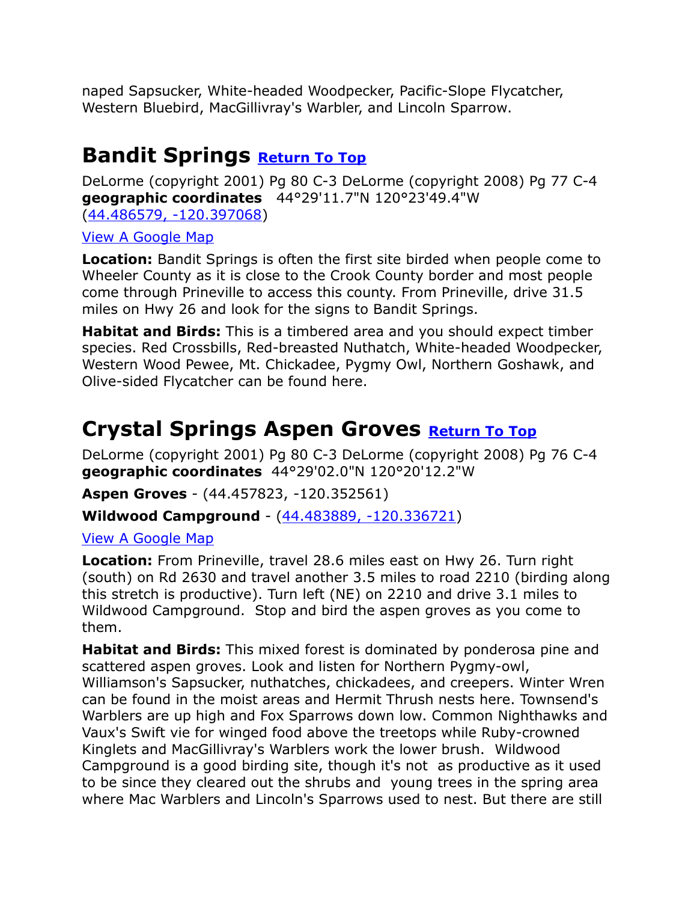naped Sapsucker, White-headed Woodpecker, Pacific-Slope Flycatcher, Western Bluebird, MacGillivray's Warbler, and Lincoln Sparrow.

## Bandit Springs [Return To Top]

DeLorme (copyright 2001) Pg 80 C-3 DeLorme (copyright 2008) Pg 77 C-4
**geographic coordinates** 44°29'11.7"N 120°23'49.4"W
(44.486579, -120.397068)

View A Google Map

**Location:** Bandit Springs is often the first site birded when people come to Wheeler County as it is close to the Crook County border and most people come through Prineville to access this county. From Prineville, drive 31.5 miles on Hwy 26 and look for the signs to Bandit Springs.

**Habitat and Birds:** This is a timbered area and you should expect timber species. Red Crossbills, Red-breasted Nuthatch, White-headed Woodpecker, Western Wood Pewee, Mt. Chickadee, Pygmy Owl, Northern Goshawk, and Olive-sided Flycatcher can be found here.

## Crystal Springs Aspen Groves [Return To Top]

DeLorme (copyright 2001) Pg 80 C-3 DeLorme (copyright 2008) Pg 76 C-4
**geographic coordinates** 44°29'02.0"N 120°20'12.2"W

**Aspen Groves** - (44.457823, -120.352561)

**Wildwood Campground** - (44.483889, -120.336721)

View A Google Map

**Location:** From Prineville, travel 28.6 miles east on Hwy 26. Turn right (south) on Rd 2630 and travel another 3.5 miles to road 2210 (birding along this stretch is productive). Turn left (NE) on 2210 and drive 3.1 miles to Wildwood Campground. Stop and bird the aspen groves as you come to them.

**Habitat and Birds:** This mixed forest is dominated by ponderosa pine and scattered aspen groves. Look and listen for Northern Pygmy-owl, Williamson's Sapsucker, nuthatches, chickadees, and creepers. Winter Wren can be found in the moist areas and Hermit Thrush nests here. Townsend's Warblers are up high and Fox Sparrows down low. Common Nighthawks and Vaux's Swift vie for winged food above the treetops while Ruby-crowned Kinglets and MacGillivray's Warblers work the lower brush. Wildwood Campground is a good birding site, though it's not as productive as it used to be since they cleared out the shrubs and young trees in the spring area where Mac Warblers and Lincoln's Sparrows used to nest. But there are still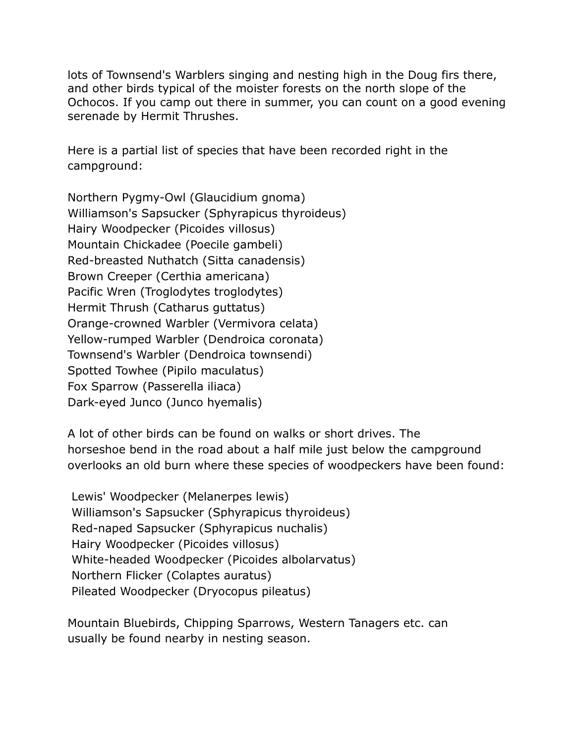lots of Townsend's Warblers singing and nesting high in the Doug firs there, and other birds typical of the moister forests on the north slope of the Ochocos. If you camp out there in summer, you can count on a good evening serenade by Hermit Thrushes.

Here is a partial list of species that have been recorded right in the campground:

Northern Pygmy-Owl (Glaucidium gnoma)
Williamson's Sapsucker (Sphyrapicus thyroideus)
Hairy Woodpecker (Picoides villosus)
Mountain Chickadee (Poecile gambeli)
Red-breasted Nuthatch (Sitta canadensis)
Brown Creeper (Certhia americana)
Pacific Wren (Troglodytes troglodytes)
Hermit Thrush (Catharus guttatus)
Orange-crowned Warbler (Vermivora celata)
Yellow-rumped Warbler (Dendroica coronata)
Townsend's Warbler (Dendroica townsendi)
Spotted Towhee (Pipilo maculatus)
Fox Sparrow (Passerella iliaca)
Dark-eyed Junco (Junco hyemalis)

A lot of other birds can be found on walks or short drives. The horseshoe bend in the road about a half mile just below the campground overlooks an old burn where these species of woodpeckers have been found:

Lewis' Woodpecker (Melanerpes lewis)
Williamson's Sapsucker (Sphyrapicus thyroideus)
Red-naped Sapsucker (Sphyrapicus nuchalis)
Hairy Woodpecker (Picoides villosus)
White-headed Woodpecker (Picoides albolarvatus)
Northern Flicker (Colaptes auratus)
Pileated Woodpecker (Dryocopus pileatus)

Mountain Bluebirds, Chipping Sparrows, Western Tanagers etc. can usually be found nearby in nesting season.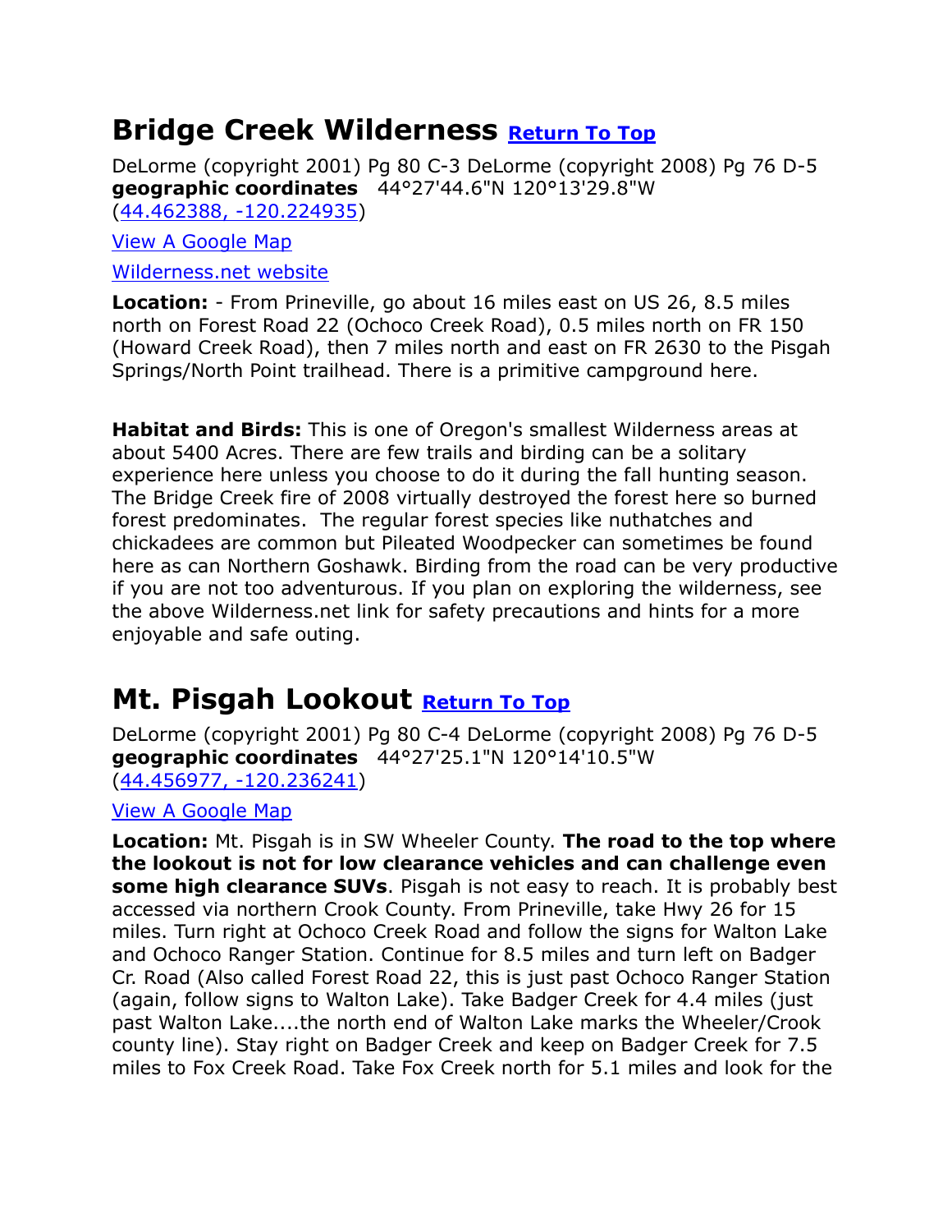## Bridge Creek Wilderness [Return To Top]

DeLorme (copyright 2001) Pg 80 C-3 DeLorme (copyright 2008) Pg 76 D-5
**geographic coordinates** 44°27'44.6"N 120°13'29.8"W
(44.462388, -120.224935)

View A Google Map

Wilderness.net website

**Location:** - From Prineville, go about 16 miles east on US 26, 8.5 miles north on Forest Road 22 (Ochoco Creek Road), 0.5 miles north on FR 150 (Howard Creek Road), then 7 miles north and east on FR 2630 to the Pisgah Springs/North Point trailhead. There is a primitive campground here.

**Habitat and Birds:** This is one of Oregon's smallest Wilderness areas at about 5400 Acres. There are few trails and birding can be a solitary experience here unless you choose to do it during the fall hunting season. The Bridge Creek fire of 2008 virtually destroyed the forest here so burned forest predominates. The regular forest species like nuthatches and chickadees are common but Pileated Woodpecker can sometimes be found here as can Northern Goshawk. Birding from the road can be very productive if you are not too adventurous. If you plan on exploring the wilderness, see the above Wilderness.net link for safety precautions and hints for a more enjoyable and safe outing.

## Mt. Pisgah Lookout [Return To Top]

DeLorme (copyright 2001) Pg 80 C-4 DeLorme (copyright 2008) Pg 76 D-5
**geographic coordinates** 44°27'25.1"N 120°14'10.5"W
(44.456977, -120.236241)

View A Google Map

**Location:** Mt. Pisgah is in SW Wheeler County. **The road to the top where the lookout is not for low clearance vehicles and can challenge even some high clearance SUVs**. Pisgah is not easy to reach. It is probably best accessed via northern Crook County. From Prineville, take Hwy 26 for 15 miles. Turn right at Ochoco Creek Road and follow the signs for Walton Lake and Ochoco Ranger Station. Continue for 8.5 miles and turn left on Badger Cr. Road (Also called Forest Road 22, this is just past Ochoco Ranger Station (again, follow signs to Walton Lake). Take Badger Creek for 4.4 miles (just past Walton Lake....the north end of Walton Lake marks the Wheeler/Crook county line). Stay right on Badger Creek and keep on Badger Creek for 7.5 miles to Fox Creek Road. Take Fox Creek north for 5.1 miles and look for the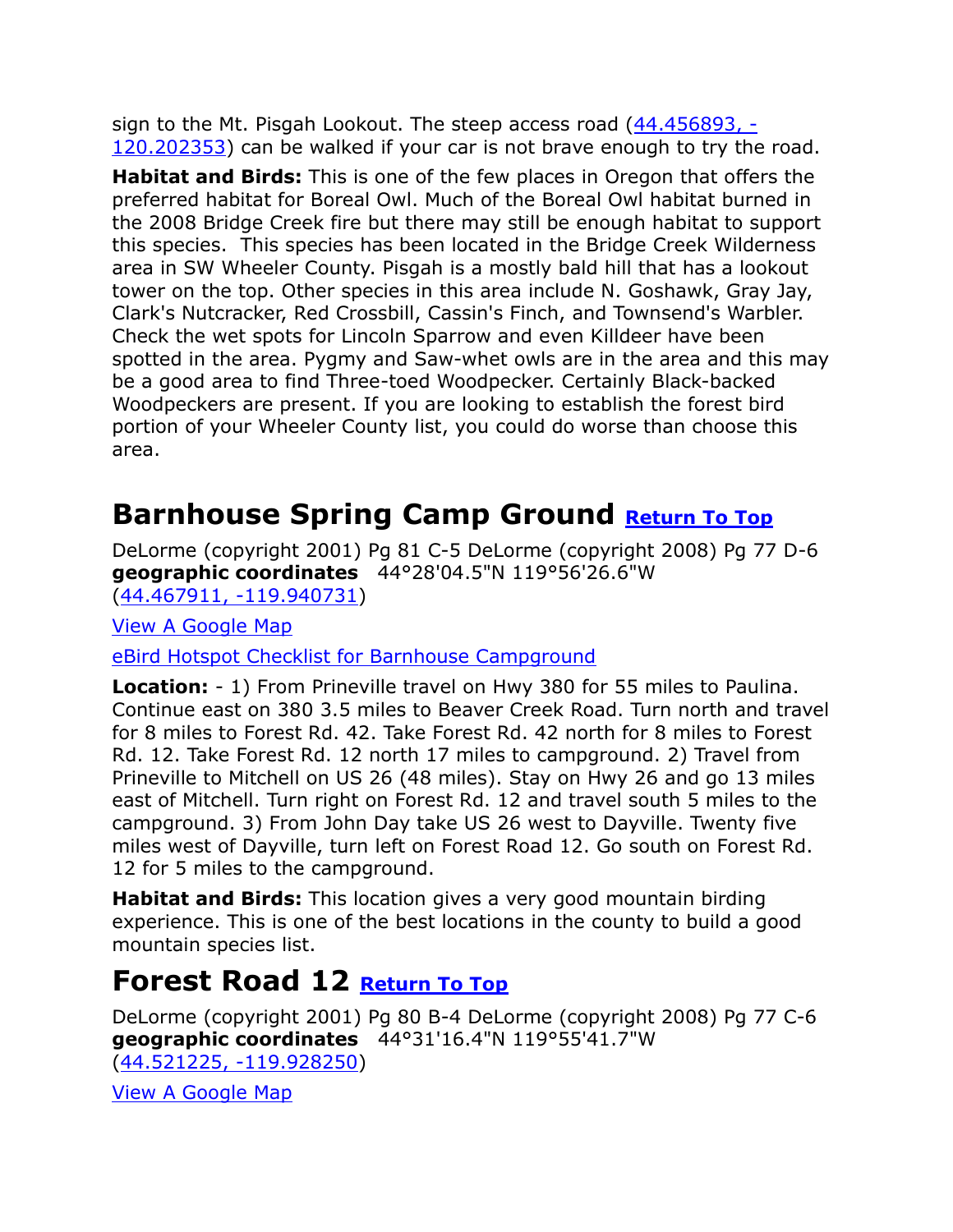sign to the Mt. Pisgah Lookout. The steep access road ([44.456893, -120.202353]()) can be walked if your car is not brave enough to try the road.

**Habitat and Birds:** This is one of the few places in Oregon that offers the preferred habitat for Boreal Owl. Much of the Boreal Owl habitat burned in the 2008 Bridge Creek fire but there may still be enough habitat to support this species. This species has been located in the Bridge Creek Wilderness area in SW Wheeler County. Pisgah is a mostly bald hill that has a lookout tower on the top. Other species in this area include N. Goshawk, Gray Jay, Clark's Nutcracker, Red Crossbill, Cassin's Finch, and Townsend's Warbler. Check the wet spots for Lincoln Sparrow and even Killdeer have been spotted in the area. Pygmy and Saw-whet owls are in the area and this may be a good area to find Three-toed Woodpecker. Certainly Black-backed Woodpeckers are present. If you are looking to establish the forest bird portion of your Wheeler County list, you could do worse than choose this area.

## Barnhouse Spring Camp Ground [Return To Top]()

DeLorme (copyright 2001) Pg 81 C-5 DeLorme (copyright 2008) Pg 77 D-6
**geographic coordinates** 44°28'04.5"N 119°56'26.6"W
([44.467911, -119.940731]())

[View A Google Map]()

[eBird Hotspot Checklist for Barnhouse Campground]()

**Location:** - 1) From Prineville travel on Hwy 380 for 55 miles to Paulina. Continue east on 380 3.5 miles to Beaver Creek Road. Turn north and travel for 8 miles to Forest Rd. 42. Take Forest Rd. 42 north for 8 miles to Forest Rd. 12. Take Forest Rd. 12 north 17 miles to campground. 2) Travel from Prineville to Mitchell on US 26 (48 miles). Stay on Hwy 26 and go 13 miles east of Mitchell. Turn right on Forest Rd. 12 and travel south 5 miles to the campground. 3) From John Day take US 26 west to Dayville. Twenty five miles west of Dayville, turn left on Forest Road 12. Go south on Forest Rd. 12 for 5 miles to the campground.

**Habitat and Birds:** This location gives a very good mountain birding experience. This is one of the best locations in the county to build a good mountain species list.

## Forest Road 12 [Return To Top]()

DeLorme (copyright 2001) Pg 80 B-4 DeLorme (copyright 2008) Pg 77 C-6
**geographic coordinates** 44°31'16.4"N 119°55'41.7"W
([44.521225, -119.928250]())

[View A Google Map]()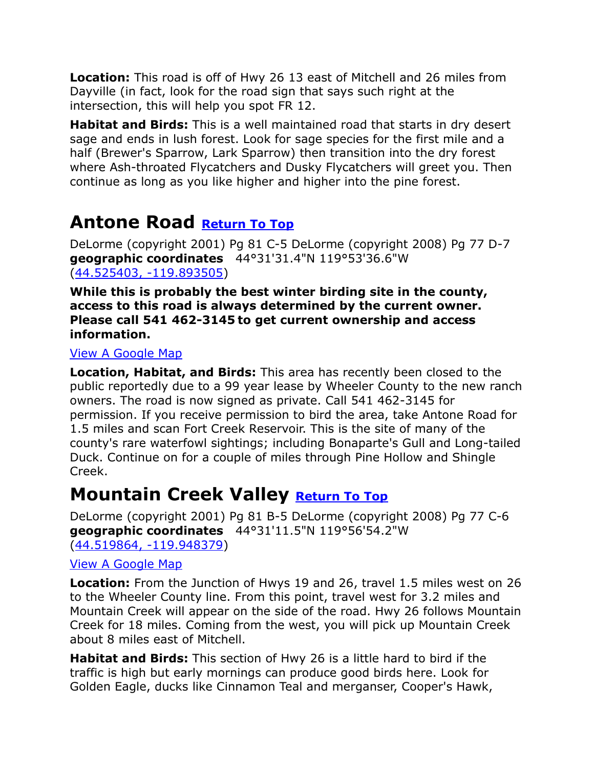**Location:** This road is off of Hwy 26 13 east of Mitchell and 26 miles from Dayville (in fact, look for the road sign that says such right at the intersection, this will help you spot FR 12.

**Habitat and Birds:** This is a well maintained road that starts in dry desert sage and ends in lush forest. Look for sage species for the first mile and a half (Brewer's Sparrow, Lark Sparrow) then transition into the dry forest where Ash-throated Flycatchers and Dusky Flycatchers will greet you. Then continue as long as you like higher and higher into the pine forest.

## Antone Road [Return To Top]

DeLorme (copyright 2001) Pg 81 C-5 DeLorme (copyright 2008) Pg 77 D-7
**geographic coordinates** 44°31'31.4"N 119°53'36.6"W
(44.525403, -119.893505)

**While this is probably the best winter birding site in the county, access to this road is always determined by the current owner. Please call 541 462-3145 to get current ownership and access information.**

View A Google Map

**Location, Habitat, and Birds:** This area has recently been closed to the public reportedly due to a 99 year lease by Wheeler County to the new ranch owners. The road is now signed as private. Call 541 462-3145 for permission. If you receive permission to bird the area, take Antone Road for 1.5 miles and scan Fort Creek Reservoir. This is the site of many of the county's rare waterfowl sightings; including Bonaparte's Gull and Long-tailed Duck. Continue on for a couple of miles through Pine Hollow and Shingle Creek.

## Mountain Creek Valley [Return To Top]

DeLorme (copyright 2001) Pg 81 B-5 DeLorme (copyright 2008) Pg 77 C-6
**geographic coordinates** 44°31'11.5"N 119°56'54.2"W
(44.519864, -119.948379)

View A Google Map

**Location:** From the Junction of Hwys 19 and 26, travel 1.5 miles west on 26 to the Wheeler County line. From this point, travel west for 3.2 miles and Mountain Creek will appear on the side of the road. Hwy 26 follows Mountain Creek for 18 miles. Coming from the west, you will pick up Mountain Creek about 8 miles east of Mitchell.

**Habitat and Birds:** This section of Hwy 26 is a little hard to bird if the traffic is high but early mornings can produce good birds here. Look for Golden Eagle, ducks like Cinnamon Teal and merganser, Cooper's Hawk,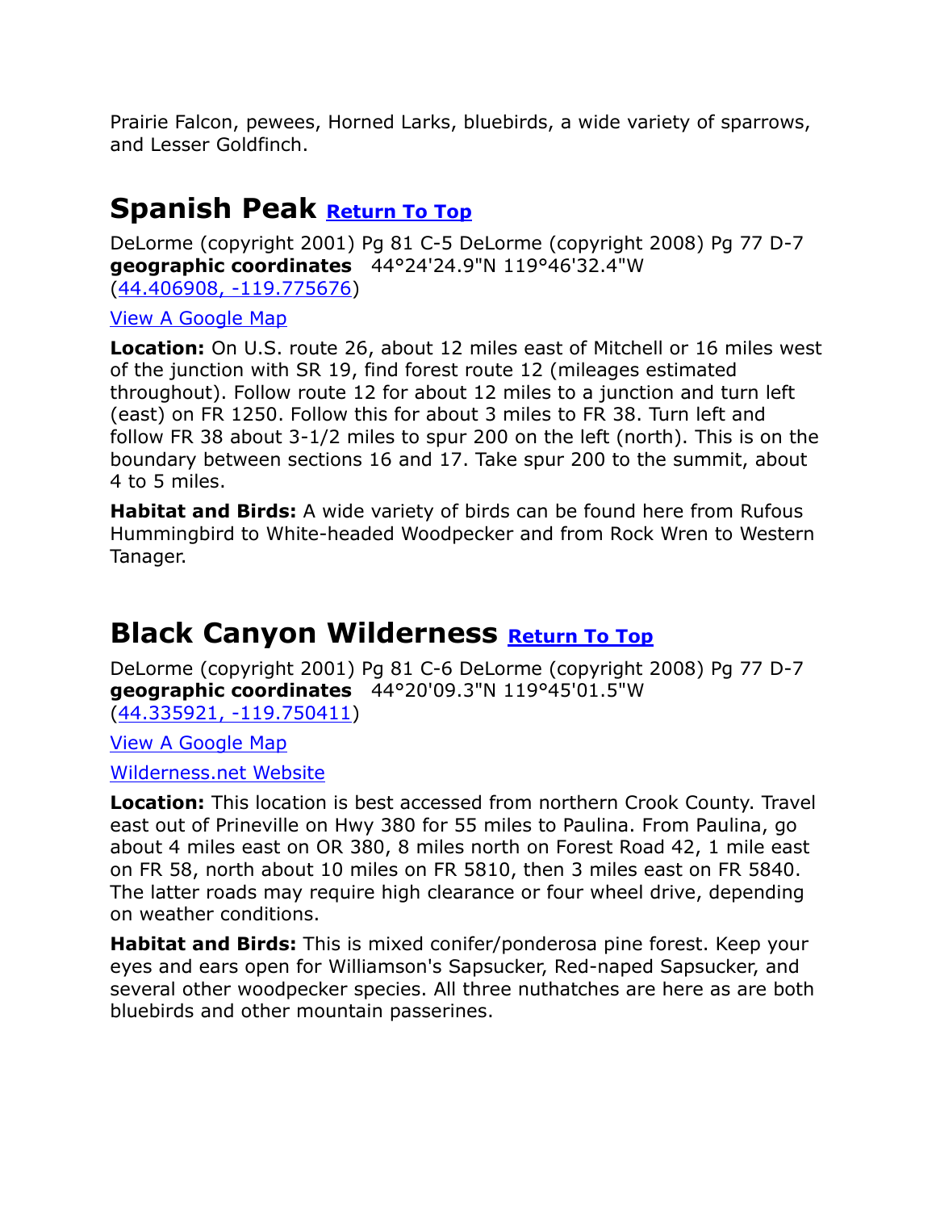Prairie Falcon, pewees, Horned Larks, bluebirds, a wide variety of sparrows, and Lesser Goldfinch.

## Spanish Peak [Return To Top]

DeLorme (copyright 2001) Pg 81 C-5 DeLorme (copyright 2008) Pg 77 D-7
**geographic coordinates** 44°24'24.9"N 119°46'32.4"W
(44.406908, -119.775676)

View A Google Map

**Location:** On U.S. route 26, about 12 miles east of Mitchell or 16 miles west of the junction with SR 19, find forest route 12 (mileages estimated throughout). Follow route 12 for about 12 miles to a junction and turn left (east) on FR 1250. Follow this for about 3 miles to FR 38. Turn left and follow FR 38 about 3-1/2 miles to spur 200 on the left (north). This is on the boundary between sections 16 and 17. Take spur 200 to the summit, about 4 to 5 miles.

**Habitat and Birds:** A wide variety of birds can be found here from Rufous Hummingbird to White-headed Woodpecker and from Rock Wren to Western Tanager.

## Black Canyon Wilderness [Return To Top]

DeLorme (copyright 2001) Pg 81 C-6 DeLorme (copyright 2008) Pg 77 D-7
**geographic coordinates** 44°20'09.3"N 119°45'01.5"W
(44.335921, -119.750411)

View A Google Map

Wilderness.net Website

**Location:** This location is best accessed from northern Crook County. Travel east out of Prineville on Hwy 380 for 55 miles to Paulina. From Paulina, go about 4 miles east on OR 380, 8 miles north on Forest Road 42, 1 mile east on FR 58, north about 10 miles on FR 5810, then 3 miles east on FR 5840. The latter roads may require high clearance or four wheel drive, depending on weather conditions.

**Habitat and Birds:** This is mixed conifer/ponderosa pine forest. Keep your eyes and ears open for Williamson's Sapsucker, Red-naped Sapsucker, and several other woodpecker species. All three nuthatches are here as are both bluebirds and other mountain passerines.